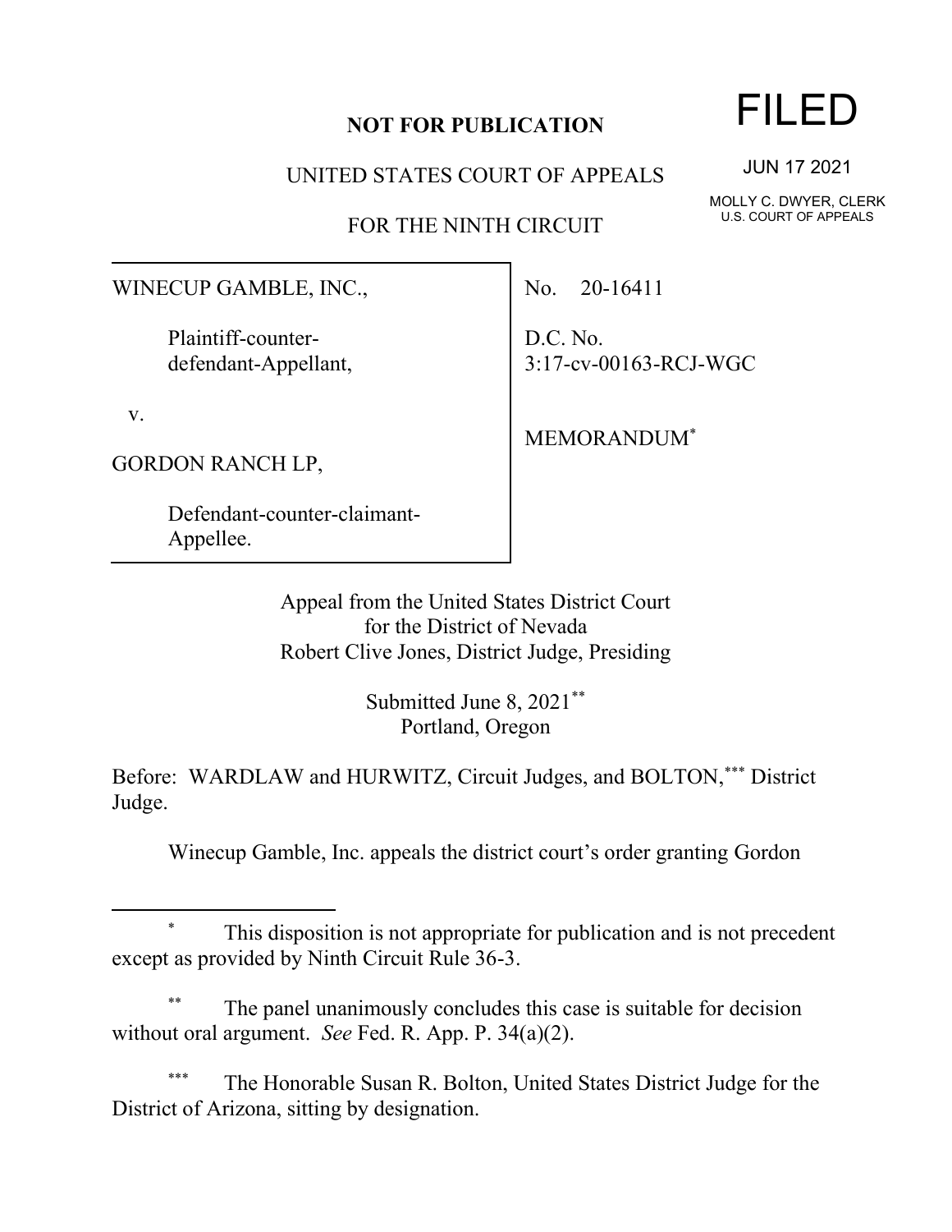**NOT FOR PUBLICATION**

UNITED STATES COURT OF APPEALS

FOR THE NINTH CIRCUIT

FILED

JUN 17 2021

MOLLY C. DWYER, CLERK
U.S. COURT OF APPEALS

WINECUP GAMBLE, INC.,

Plaintiff-counter-defendant-Appellant,

v.

GORDON RANCH LP,

Defendant-counter-claimant-Appellee.

No. 20-16411

D.C. No. 3:17-cv-00163-RCJ-WGC

MEMORANDUM[*]

Appeal from the United States District Court for the District of Nevada
Robert Clive Jones, District Judge, Presiding

Submitted June 8, 2021[**]
Portland, Oregon

Before: WARDLAW and HURWITZ, Circuit Judges, and BOLTON,[***] District Judge.

Winecup Gamble, Inc. appeals the district court's order granting Gordon

---

[*] This disposition is not appropriate for publication and is not precedent except as provided by Ninth Circuit Rule 36-3.

[**] The panel unanimously concludes this case is suitable for decision without oral argument. *See* Fed. R. App. P. 34(a)(2).

[***] The Honorable Susan R. Bolton, United States District Judge for the District of Arizona, sitting by designation.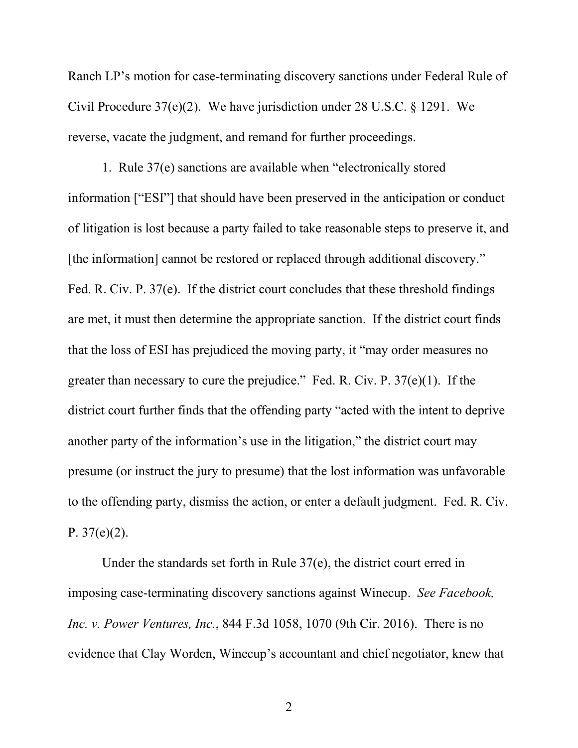Ranch LP's motion for case-terminating discovery sanctions under Federal Rule of Civil Procedure 37(e)(2). We have jurisdiction under 28 U.S.C. § 1291. We reverse, vacate the judgment, and remand for further proceedings.

1. Rule 37(e) sanctions are available when "electronically stored information ["ESI"] that should have been preserved in the anticipation or conduct of litigation is lost because a party failed to take reasonable steps to preserve it, and [the information] cannot be restored or replaced through additional discovery." Fed. R. Civ. P. 37(e). If the district court concludes that these threshold findings are met, it must then determine the appropriate sanction. If the district court finds that the loss of ESI has prejudiced the moving party, it "may order measures no greater than necessary to cure the prejudice." Fed. R. Civ. P. 37(e)(1). If the district court further finds that the offending party "acted with the intent to deprive another party of the information's use in the litigation," the district court may presume (or instruct the jury to presume) that the lost information was unfavorable to the offending party, dismiss the action, or enter a default judgment. Fed. R. Civ. P. 37(e)(2).

Under the standards set forth in Rule 37(e), the district court erred in imposing case-terminating discovery sanctions against Winecup. *See Facebook, Inc. v. Power Ventures, Inc.*, 844 F.3d 1058, 1070 (9th Cir. 2016). There is no evidence that Clay Worden, Winecup's accountant and chief negotiator, knew that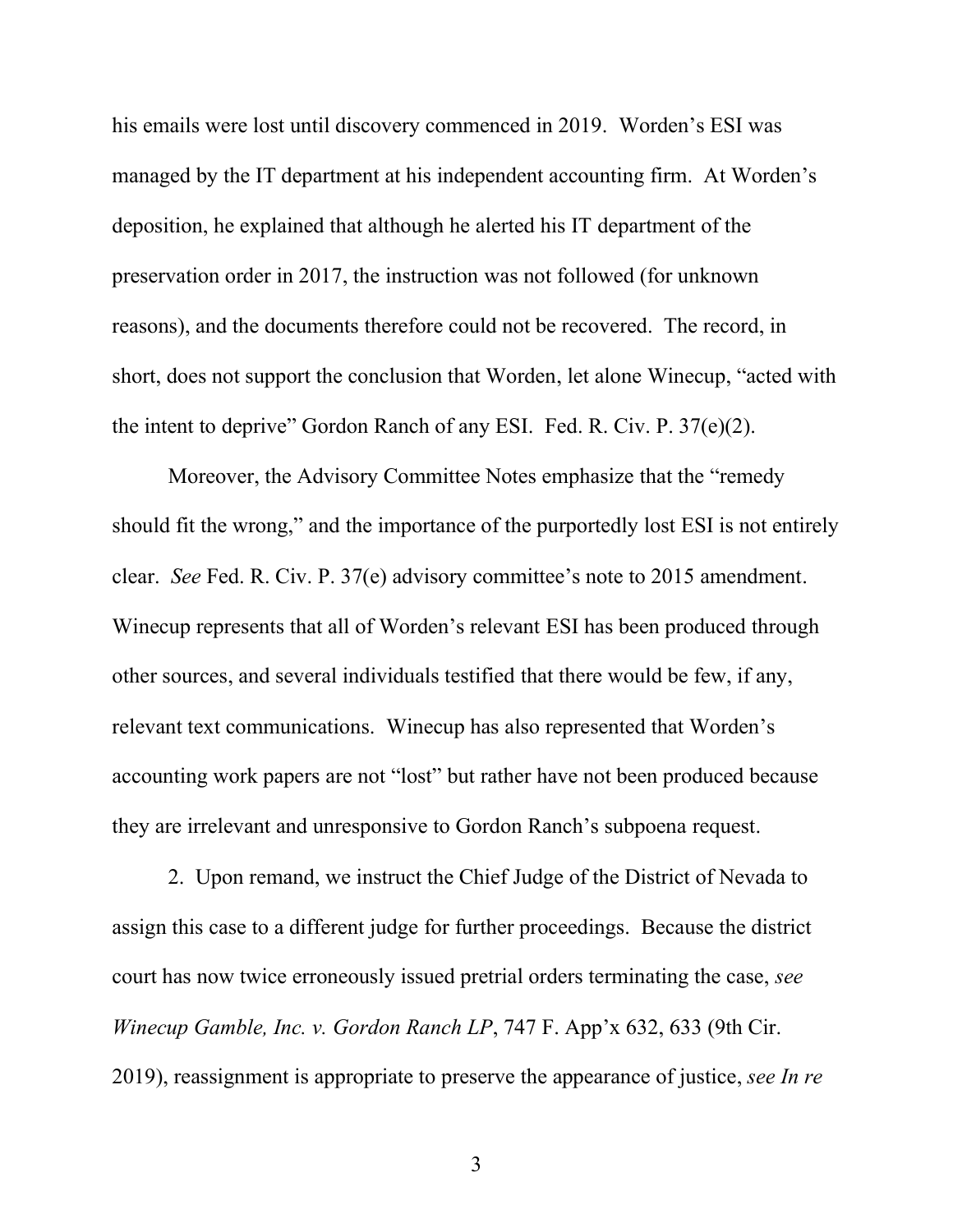his emails were lost until discovery commenced in 2019. Worden's ESI was managed by the IT department at his independent accounting firm. At Worden's deposition, he explained that although he alerted his IT department of the preservation order in 2017, the instruction was not followed (for unknown reasons), and the documents therefore could not be recovered. The record, in short, does not support the conclusion that Worden, let alone Winecup, "acted with the intent to deprive" Gordon Ranch of any ESI. Fed. R. Civ. P. 37(e)(2).

Moreover, the Advisory Committee Notes emphasize that the "remedy should fit the wrong," and the importance of the purportedly lost ESI is not entirely clear. *See* Fed. R. Civ. P. 37(e) advisory committee's note to 2015 amendment. Winecup represents that all of Worden's relevant ESI has been produced through other sources, and several individuals testified that there would be few, if any, relevant text communications. Winecup has also represented that Worden's accounting work papers are not "lost" but rather have not been produced because they are irrelevant and unresponsive to Gordon Ranch's subpoena request.

2. Upon remand, we instruct the Chief Judge of the District of Nevada to assign this case to a different judge for further proceedings. Because the district court has now twice erroneously issued pretrial orders terminating the case, *see Winecup Gamble, Inc. v. Gordon Ranch LP*, 747 F. App'x 632, 633 (9th Cir. 2019), reassignment is appropriate to preserve the appearance of justice, *see In re*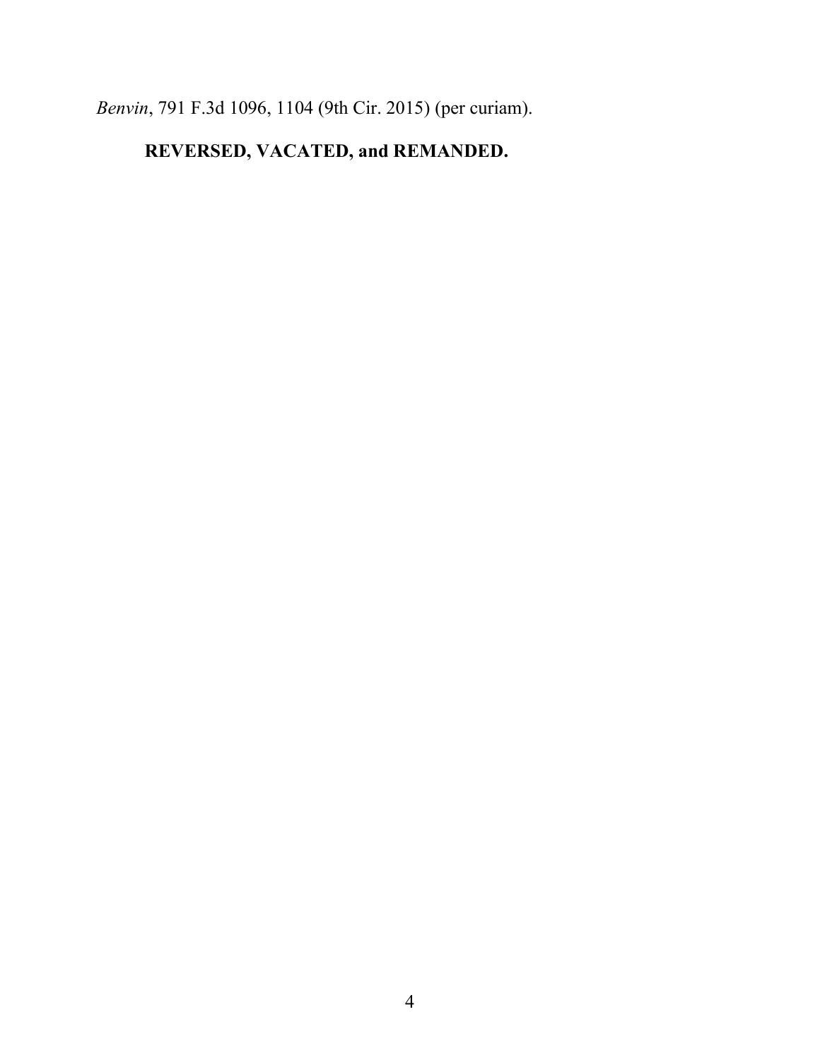*Benvin*, 791 F.3d 1096, 1104 (9th Cir. 2015) (per curiam).

**REVERSED, VACATED, and REMANDED.**